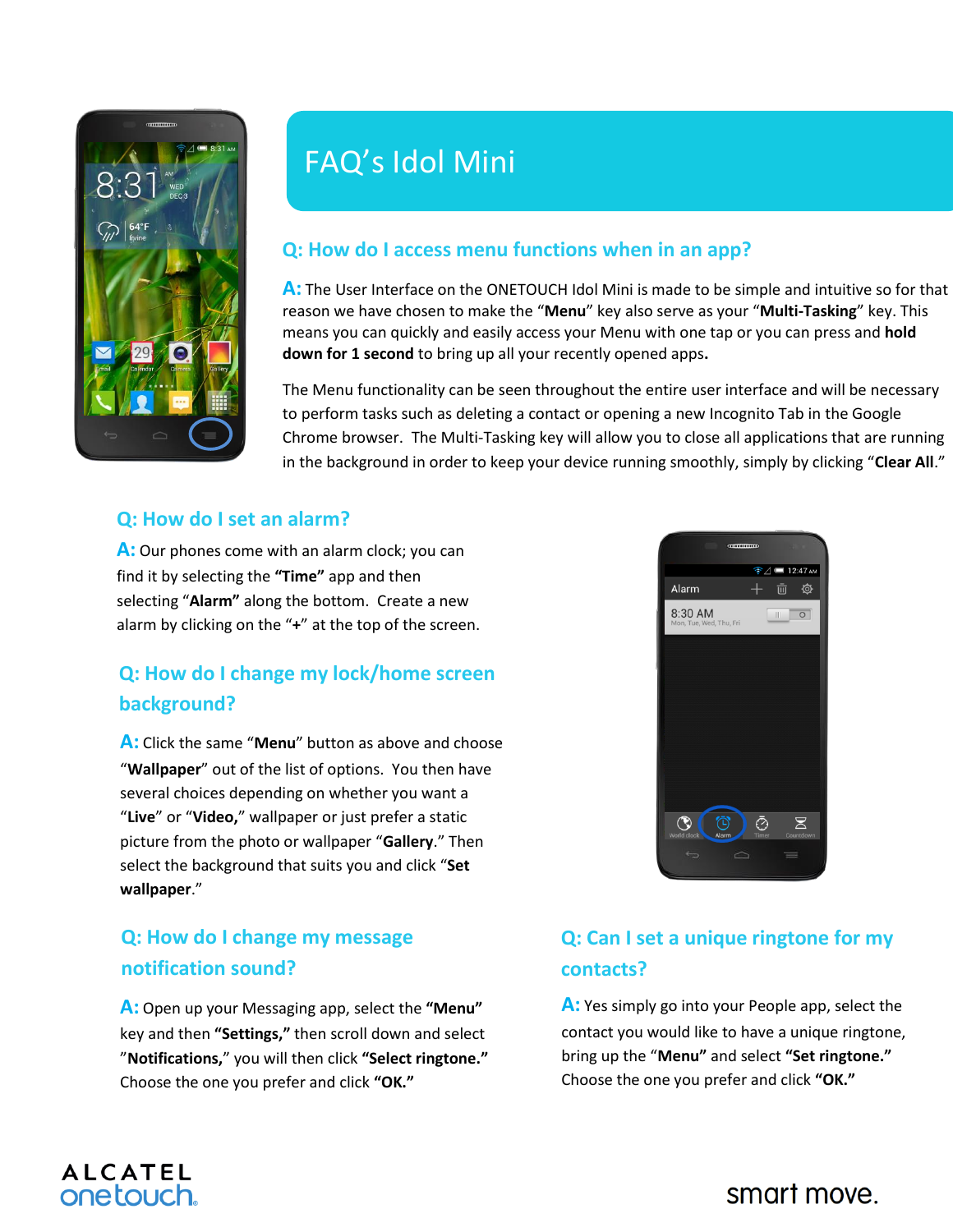# FAQ's Idol Mini

## Q: How do I access menu functions when in an app?

**A:** The User Interface on the ONETOUCH Idol Mini is made to be simple and intuitive so for that reason we have chosen to make the "**Menu**" key also serve as your "**Multi-Tasking**" key. This means you can quickly and easily access your Menu with one tap or you can press and **hold down for 1 second** to bring up all your recently opened apps**.**

The Menu functionality can be seen throughout the entire user interface and will be necessary to perform tasks such as deleting a contact or opening a new Incognito Tab in the Google Chrome browser. The Multi-Tasking key will allow you to close all applications that are running in the background in order to keep your device running smoothly, simply by clicking "**Clear All**."

## Q: How do I set an alarm?

**A:** Our phones come with an alarm clock; you can find it by selecting the **"Time"** app and then selecting "**Alarm"** along the bottom. Create a new alarm by clicking on the "**+**" at the top of the screen.

## Q: How do I change my lock/home screen background?

**A:** Click the same "**Menu**" button as above and choose "**Wallpaper**" out of the list of options. You then have several choices depending on whether you want a "**Live**" or "**Video,**" wallpaper or just prefer a static picture from the photo or wallpaper "**Gallery**." Then select the background that suits you and click "**Set wallpaper**."

## Q: How do I change my message notification sound?

**A:** Open up your Messaging app, select the **"Menu"** key and then **"Settings,"** then scroll down and select "**Notifications,**" you will then click **"Select ringtone."** Choose the one you prefer and click **"OK."**

## Q: Can I set a unique ringtone for my contacts?

**A:** Yes simply go into your People app, select the contact you would like to have a unique ringtone, bring up the "**Menu"** and select **"Set ringtone."** Choose the one you prefer and click **"OK."**

ALCATEL onetouch

smart move.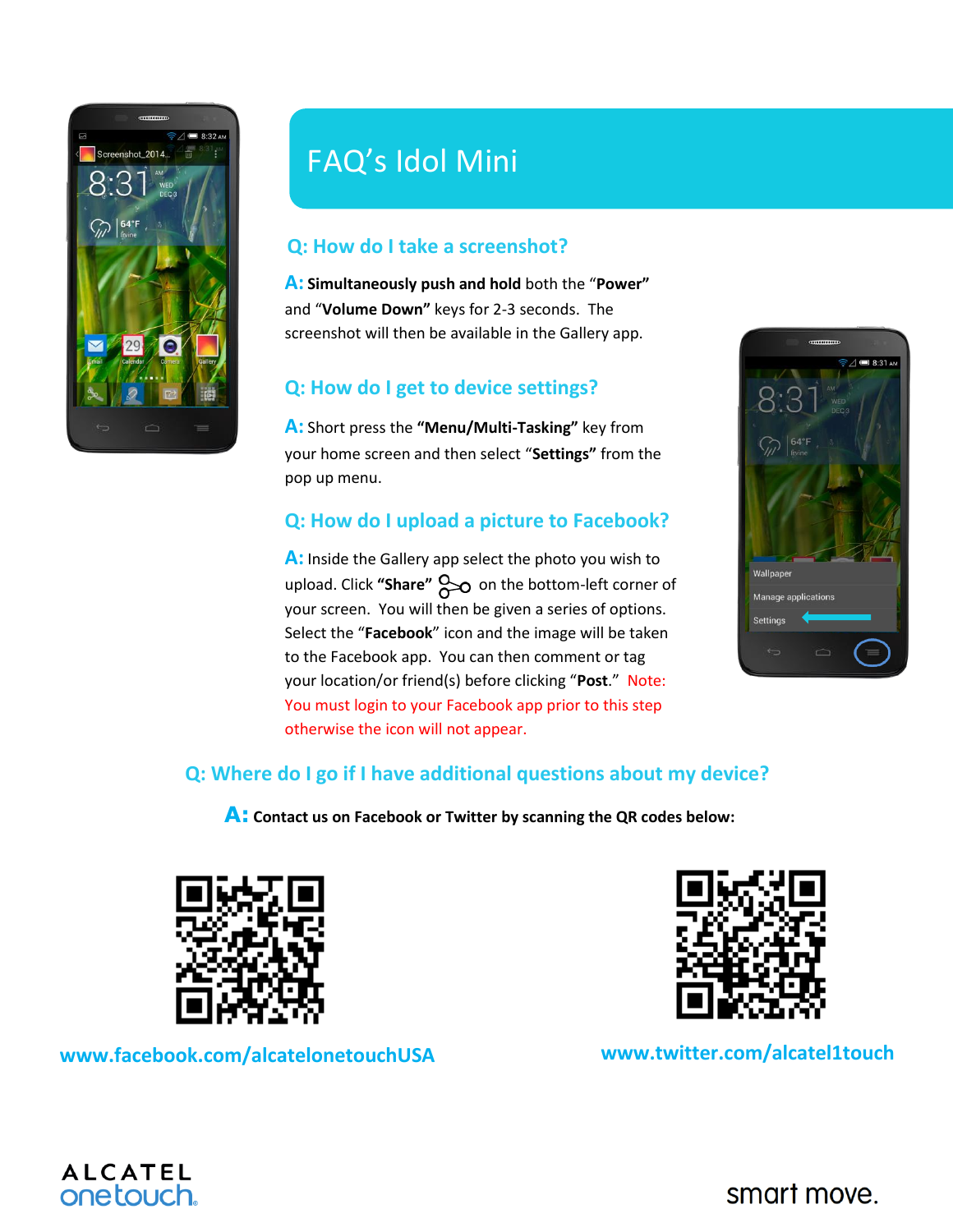# FAQ's Idol Mini

## Q: How do I take a screenshot?

**A:** **Simultaneously push and hold** both the "**Power"** and "**Volume Down"** keys for 2-3 seconds. The screenshot will then be available in the Gallery app.

## Q: How do I get to device settings?

**A:** Short press the **"Menu/Multi-Tasking"** key from your home screen and then select "**Settings"** from the pop up menu.

## Q: How do I upload a picture to Facebook?

**A:** Inside the Gallery app select the photo you wish to upload. Click **"Share"** on the bottom-left corner of your screen. You will then be given a series of options. Select the "**Facebook**" icon and the image will be taken to the Facebook app. You can then comment or tag your location/or friend(s) before clicking "**Post**." Note: You must login to your Facebook app prior to this step otherwise the icon will not appear.

## Q: Where do I go if I have additional questions about my device?

**A:** **Contact us on Facebook or Twitter by scanning the QR codes below:**

www.facebook.com/alcatelonetouchUSA

www.twitter.com/alcatel1touch

ALCATEL onetouch.

smart move.